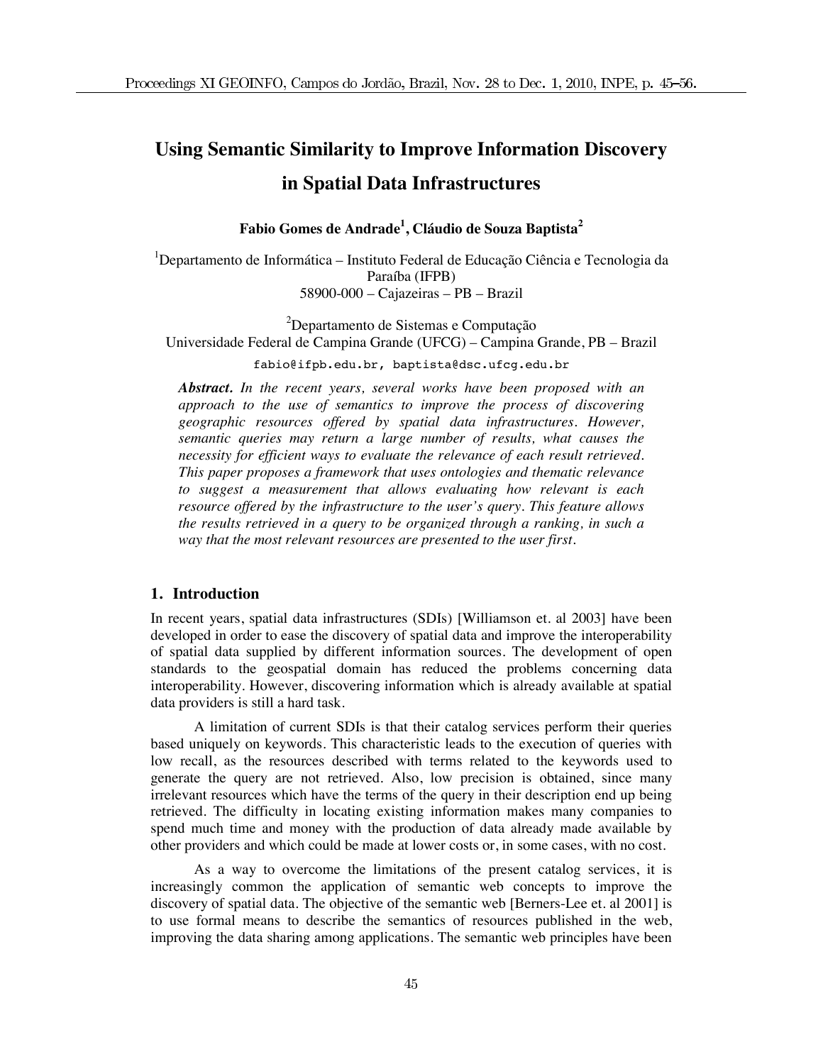# Using Semantic Similarity to Improve Information Discovery in Spatial Data Infrastructures

**Fabio Gomes de Andrade[1], Cláudio de Souza Baptista[2]**

[1]Departamento de Informática – Instituto Federal de Educação Ciência e Tecnologia da Paraíba (IFPB)
58900-000 – Cajazeiras – PB – Brazil

[2]Departamento de Sistemas e Computação
Universidade Federal de Campina Grande (UFCG) – Campina Grande, PB – Brazil

fabio@ifpb.edu.br, baptista@dsc.ufcg.edu.br

***Abstract.*** *In the recent years, several works have been proposed with an approach to the use of semantics to improve the process of discovering geographic resources offered by spatial data infrastructures. However, semantic queries may return a large number of results, what causes the necessity for efficient ways to evaluate the relevance of each result retrieved. This paper proposes a framework that uses ontologies and thematic relevance to suggest a measurement that allows evaluating how relevant is each resource offered by the infrastructure to the user's query. This feature allows the results retrieved in a query to be organized through a ranking, in such a way that the most relevant resources are presented to the user first.*

## 1. Introduction

In recent years, spatial data infrastructures (SDIs) [Williamson et. al 2003] have been developed in order to ease the discovery of spatial data and improve the interoperability of spatial data supplied by different information sources. The development of open standards to the geospatial domain has reduced the problems concerning data interoperability. However, discovering information which is already available at spatial data providers is still a hard task.

A limitation of current SDIs is that their catalog services perform their queries based uniquely on keywords. This characteristic leads to the execution of queries with low recall, as the resources described with terms related to the keywords used to generate the query are not retrieved. Also, low precision is obtained, since many irrelevant resources which have the terms of the query in their description end up being retrieved. The difficulty in locating existing information makes many companies to spend much time and money with the production of data already made available by other providers and which could be made at lower costs or, in some cases, with no cost.

As a way to overcome the limitations of the present catalog services, it is increasingly common the application of semantic web concepts to improve the discovery of spatial data. The objective of the semantic web [Berners-Lee et. al 2001] is to use formal means to describe the semantics of resources published in the web, improving the data sharing among applications. The semantic web principles have been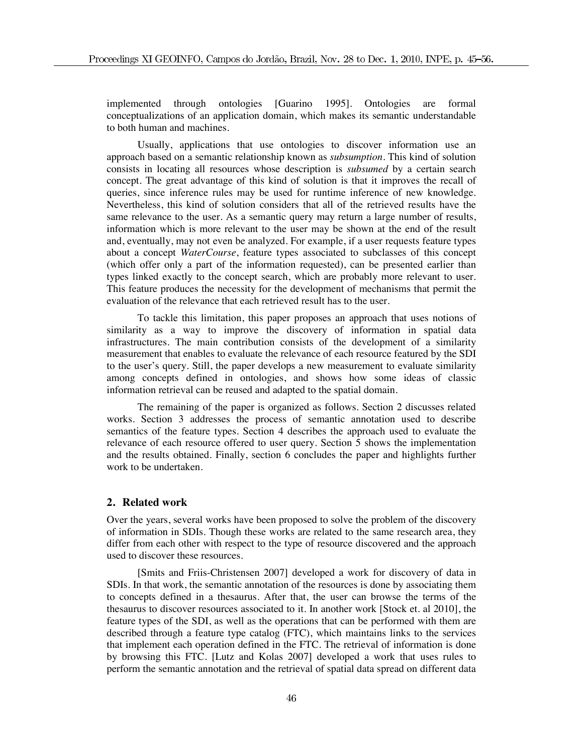implemented through ontologies [Guarino 1995]. Ontologies are formal conceptualizations of an application domain, which makes its semantic understandable to both human and machines.

Usually, applications that use ontologies to discover information use an approach based on a semantic relationship known as *subsumption*. This kind of solution consists in locating all resources whose description is *subsumed* by a certain search concept. The great advantage of this kind of solution is that it improves the recall of queries, since inference rules may be used for runtime inference of new knowledge. Nevertheless, this kind of solution considers that all of the retrieved results have the same relevance to the user. As a semantic query may return a large number of results, information which is more relevant to the user may be shown at the end of the result and, eventually, may not even be analyzed. For example, if a user requests feature types about a concept *WaterCourse*, feature types associated to subclasses of this concept (which offer only a part of the information requested), can be presented earlier than types linked exactly to the concept search, which are probably more relevant to user. This feature produces the necessity for the development of mechanisms that permit the evaluation of the relevance that each retrieved result has to the user.

To tackle this limitation, this paper proposes an approach that uses notions of similarity as a way to improve the discovery of information in spatial data infrastructures. The main contribution consists of the development of a similarity measurement that enables to evaluate the relevance of each resource featured by the SDI to the user's query. Still, the paper develops a new measurement to evaluate similarity among concepts defined in ontologies, and shows how some ideas of classic information retrieval can be reused and adapted to the spatial domain.

The remaining of the paper is organized as follows. Section 2 discusses related works. Section 3 addresses the process of semantic annotation used to describe semantics of the feature types. Section 4 describes the approach used to evaluate the relevance of each resource offered to user query. Section 5 shows the implementation and the results obtained. Finally, section 6 concludes the paper and highlights further work to be undertaken.

## 2. Related work

Over the years, several works have been proposed to solve the problem of the discovery of information in SDIs. Though these works are related to the same research area, they differ from each other with respect to the type of resource discovered and the approach used to discover these resources.

[Smits and Friis-Christensen 2007] developed a work for discovery of data in SDIs. In that work, the semantic annotation of the resources is done by associating them to concepts defined in a thesaurus. After that, the user can browse the terms of the thesaurus to discover resources associated to it. In another work [Stock et. al 2010], the feature types of the SDI, as well as the operations that can be performed with them are described through a feature type catalog (FTC), which maintains links to the services that implement each operation defined in the FTC. The retrieval of information is done by browsing this FTC. [Lutz and Kolas 2007] developed a work that uses rules to perform the semantic annotation and the retrieval of spatial data spread on different data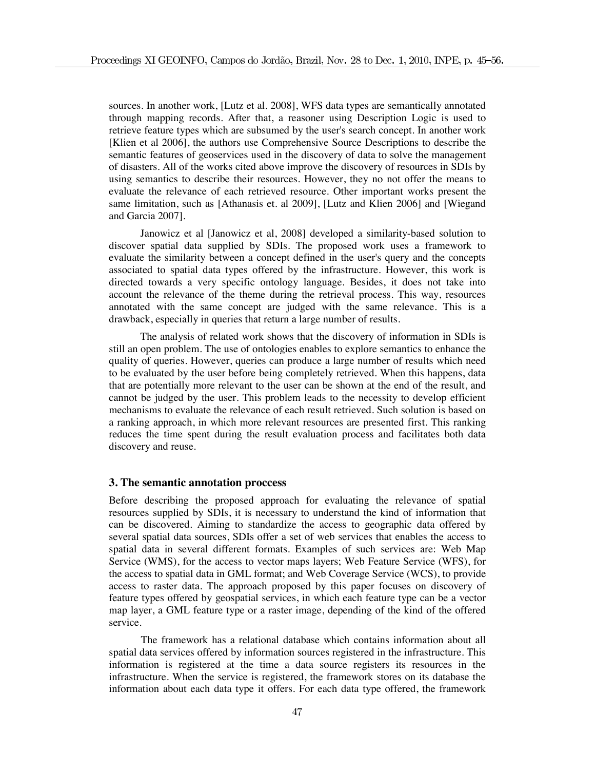sources. In another work, [Lutz et al. 2008], WFS data types are semantically annotated through mapping records. After that, a reasoner using Description Logic is used to retrieve feature types which are subsumed by the user's search concept. In another work [Klien et al 2006], the authors use Comprehensive Source Descriptions to describe the semantic features of geoservices used in the discovery of data to solve the management of disasters. All of the works cited above improve the discovery of resources in SDIs by using semantics to describe their resources. However, they no not offer the means to evaluate the relevance of each retrieved resource. Other important works present the same limitation, such as [Athanasis et. al 2009], [Lutz and Klien 2006] and [Wiegand and Garcia 2007].

Janowicz et al [Janowicz et al, 2008] developed a similarity-based solution to discover spatial data supplied by SDIs. The proposed work uses a framework to evaluate the similarity between a concept defined in the user's query and the concepts associated to spatial data types offered by the infrastructure. However, this work is directed towards a very specific ontology language. Besides, it does not take into account the relevance of the theme during the retrieval process. This way, resources annotated with the same concept are judged with the same relevance. This is a drawback, especially in queries that return a large number of results.

The analysis of related work shows that the discovery of information in SDIs is still an open problem. The use of ontologies enables to explore semantics to enhance the quality of queries. However, queries can produce a large number of results which need to be evaluated by the user before being completely retrieved. When this happens, data that are potentially more relevant to the user can be shown at the end of the result, and cannot be judged by the user. This problem leads to the necessity to develop efficient mechanisms to evaluate the relevance of each result retrieved. Such solution is based on a ranking approach, in which more relevant resources are presented first. This ranking reduces the time spent during the result evaluation process and facilitates both data discovery and reuse.

## 3. The semantic annotation proccess

Before describing the proposed approach for evaluating the relevance of spatial resources supplied by SDIs, it is necessary to understand the kind of information that can be discovered. Aiming to standardize the access to geographic data offered by several spatial data sources, SDIs offer a set of web services that enables the access to spatial data in several different formats. Examples of such services are: Web Map Service (WMS), for the access to vector maps layers; Web Feature Service (WFS), for the access to spatial data in GML format; and Web Coverage Service (WCS), to provide access to raster data. The approach proposed by this paper focuses on discovery of feature types offered by geospatial services, in which each feature type can be a vector map layer, a GML feature type or a raster image, depending of the kind of the offered service.

The framework has a relational database which contains information about all spatial data services offered by information sources registered in the infrastructure. This information is registered at the time a data source registers its resources in the infrastructure. When the service is registered, the framework stores on its database the information about each data type it offers. For each data type offered, the framework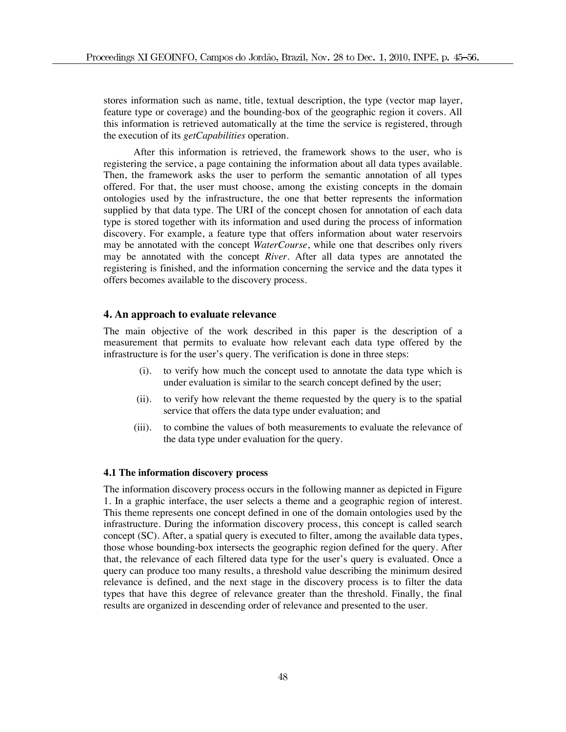stores information such as name, title, textual description, the type (vector map layer, feature type or coverage) and the bounding-box of the geographic region it covers. All this information is retrieved automatically at the time the service is registered, through the execution of its *getCapabilities* operation.

After this information is retrieved, the framework shows to the user, who is registering the service, a page containing the information about all data types available. Then, the framework asks the user to perform the semantic annotation of all types offered. For that, the user must choose, among the existing concepts in the domain ontologies used by the infrastructure, the one that better represents the information supplied by that data type. The URI of the concept chosen for annotation of each data type is stored together with its information and used during the process of information discovery. For example, a feature type that offers information about water reservoirs may be annotated with the concept *WaterCourse*, while one that describes only rivers may be annotated with the concept *River*. After all data types are annotated the registering is finished, and the information concerning the service and the data types it offers becomes available to the discovery process.

## 4. An approach to evaluate relevance

The main objective of the work described in this paper is the description of a measurement that permits to evaluate how relevant each data type offered by the infrastructure is for the user's query. The verification is done in three steps:

(i). to verify how much the concept used to annotate the data type which is under evaluation is similar to the search concept defined by the user;

(ii). to verify how relevant the theme requested by the query is to the spatial service that offers the data type under evaluation; and

(iii). to combine the values of both measurements to evaluate the relevance of the data type under evaluation for the query.

### 4.1 The information discovery process

The information discovery process occurs in the following manner as depicted in Figure 1. In a graphic interface, the user selects a theme and a geographic region of interest. This theme represents one concept defined in one of the domain ontologies used by the infrastructure. During the information discovery process, this concept is called search concept (SC). After, a spatial query is executed to filter, among the available data types, those whose bounding-box intersects the geographic region defined for the query. After that, the relevance of each filtered data type for the user's query is evaluated. Once a query can produce too many results, a threshold value describing the minimum desired relevance is defined, and the next stage in the discovery process is to filter the data types that have this degree of relevance greater than the threshold. Finally, the final results are organized in descending order of relevance and presented to the user.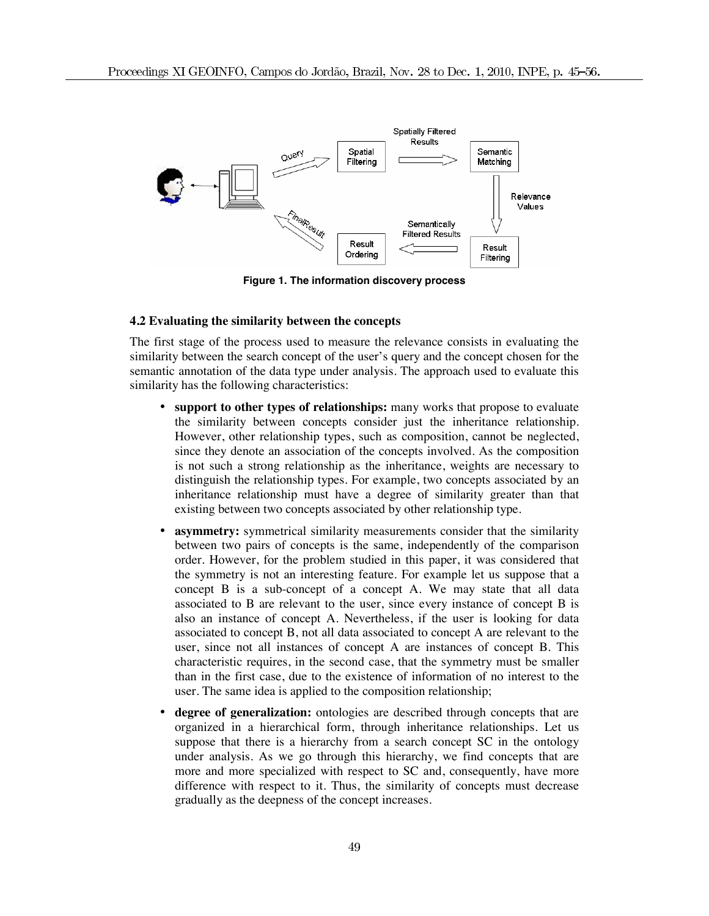Figure 1. The information discovery process

### 4.2 Evaluating the similarity between the concepts

The first stage of the process used to measure the relevance consists in evaluating the similarity between the search concept of the user's query and the concept chosen for the semantic annotation of the data type under analysis. The approach used to evaluate this similarity has the following characteristics:

- **support to other types of relationships:** many works that propose to evaluate the similarity between concepts consider just the inheritance relationship. However, other relationship types, such as composition, cannot be neglected, since they denote an association of the concepts involved. As the composition is not such a strong relationship as the inheritance, weights are necessary to distinguish the relationship types. For example, two concepts associated by an inheritance relationship must have a degree of similarity greater than that existing between two concepts associated by other relationship type.
- **asymmetry:** symmetrical similarity measurements consider that the similarity between two pairs of concepts is the same, independently of the comparison order. However, for the problem studied in this paper, it was considered that the symmetry is not an interesting feature. For example let us suppose that a concept B is a sub-concept of a concept A. We may state that all data associated to B are relevant to the user, since every instance of concept B is also an instance of concept A. Nevertheless, if the user is looking for data associated to concept B, not all data associated to concept A are relevant to the user, since not all instances of concept A are instances of concept B. This characteristic requires, in the second case, that the symmetry must be smaller than in the first case, due to the existence of information of no interest to the user. The same idea is applied to the composition relationship;
- **degree of generalization:** ontologies are described through concepts that are organized in a hierarchical form, through inheritance relationships. Let us suppose that there is a hierarchy from a search concept SC in the ontology under analysis. As we go through this hierarchy, we find concepts that are more and more specialized with respect to SC and, consequently, have more difference with respect to it. Thus, the similarity of concepts must decrease gradually as the deepness of the concept increases.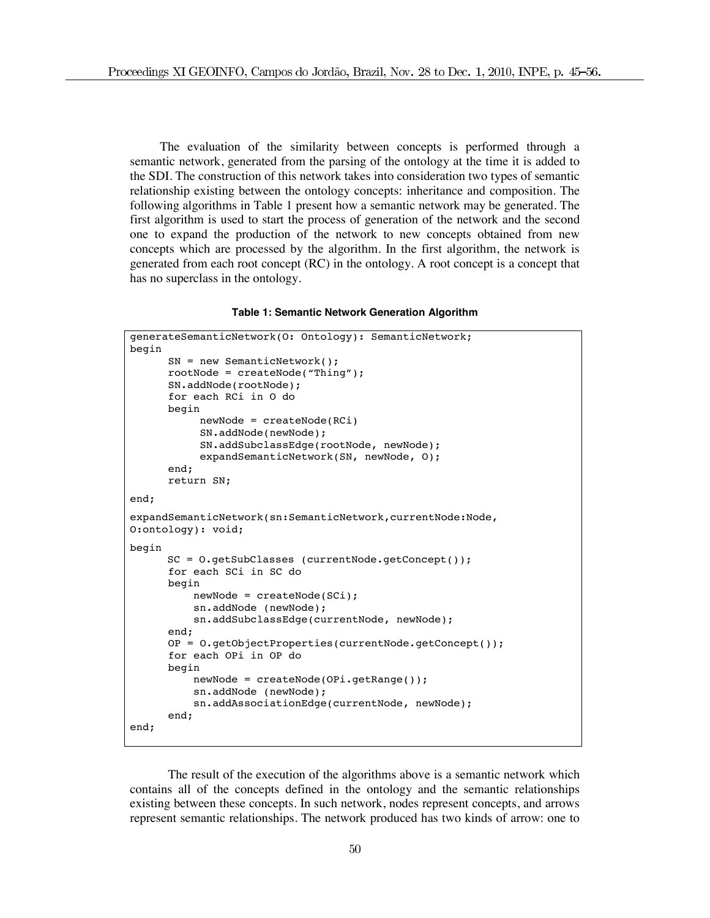The evaluation of the similarity between concepts is performed through a semantic network, generated from the parsing of the ontology at the time it is added to the SDI. The construction of this network takes into consideration two types of semantic relationship existing between the ontology concepts: inheritance and composition. The following algorithms in Table 1 present how a semantic network may be generated. The first algorithm is used to start the process of generation of the network and the second one to expand the production of the network to new concepts obtained from new concepts which are processed by the algorithm. In the first algorithm, the network is generated from each root concept (RC) in the ontology. A root concept is a concept that has no superclass in the ontology.

**Table 1: Semantic Network Generation Algorithm**

```
generateSemanticNetwork(O: Ontology): SemanticNetwork;
begin
      SN = new SemanticNetwork();
      rootNode = createNode("Thing");
      SN.addNode(rootNode);
      for each RCi in O do
      begin
            newNode = createNode(RCi)
            SN.addNode(newNode);
            SN.addSubclassEdge(rootNode, newNode);
            expandSemanticNetwork(SN, newNode, O);
      end;
      return SN;
end;

expandSemanticNetwork(sn:SemanticNetwork,currentNode:Node,
O:ontology): void;
begin
      SC = O.getSubClasses (currentNode.getConcept());
      for each SCi in SC do
      begin
          newNode = createNode(SCi);
          sn.addNode (newNode);
          sn.addSubclassEdge(currentNode, newNode);
      end;
      OP = O.getObjectProperties(currentNode.getConcept());
      for each OPi in OP do
      begin
          newNode = createNode(OPi.getRange());
          sn.addNode (newNode);
          sn.addAssociationEdge(currentNode, newNode);
      end;
end;
```

The result of the execution of the algorithms above is a semantic network which contains all of the concepts defined in the ontology and the semantic relationships existing between these concepts. In such network, nodes represent concepts, and arrows represent semantic relationships. The network produced has two kinds of arrow: one to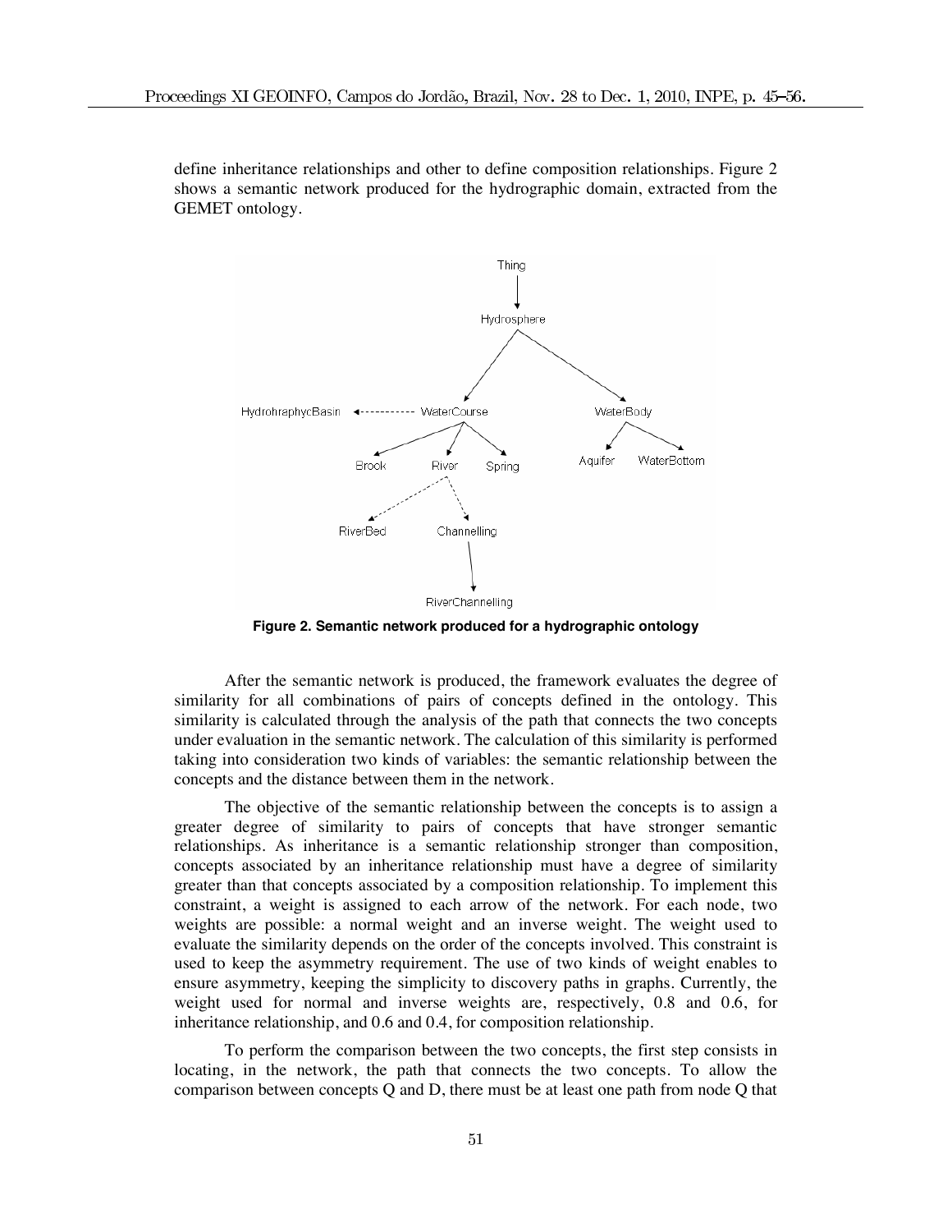define inheritance relationships and other to define composition relationships. Figure 2 shows a semantic network produced for the hydrographic domain, extracted from the GEMET ontology.

**Figure 2. Semantic network produced for a hydrographic ontology**

After the semantic network is produced, the framework evaluates the degree of similarity for all combinations of pairs of concepts defined in the ontology. This similarity is calculated through the analysis of the path that connects the two concepts under evaluation in the semantic network. The calculation of this similarity is performed taking into consideration two kinds of variables: the semantic relationship between the concepts and the distance between them in the network.

The objective of the semantic relationship between the concepts is to assign a greater degree of similarity to pairs of concepts that have stronger semantic relationships. As inheritance is a semantic relationship stronger than composition, concepts associated by an inheritance relationship must have a degree of similarity greater than that concepts associated by a composition relationship. To implement this constraint, a weight is assigned to each arrow of the network. For each node, two weights are possible: a normal weight and an inverse weight. The weight used to evaluate the similarity depends on the order of the concepts involved. This constraint is used to keep the asymmetry requirement. The use of two kinds of weight enables to ensure asymmetry, keeping the simplicity to discovery paths in graphs. Currently, the weight used for normal and inverse weights are, respectively, 0.8 and 0.6, for inheritance relationship, and 0.6 and 0.4, for composition relationship.

To perform the comparison between the two concepts, the first step consists in locating, in the network, the path that connects the two concepts. To allow the comparison between concepts Q and D, there must be at least one path from node Q that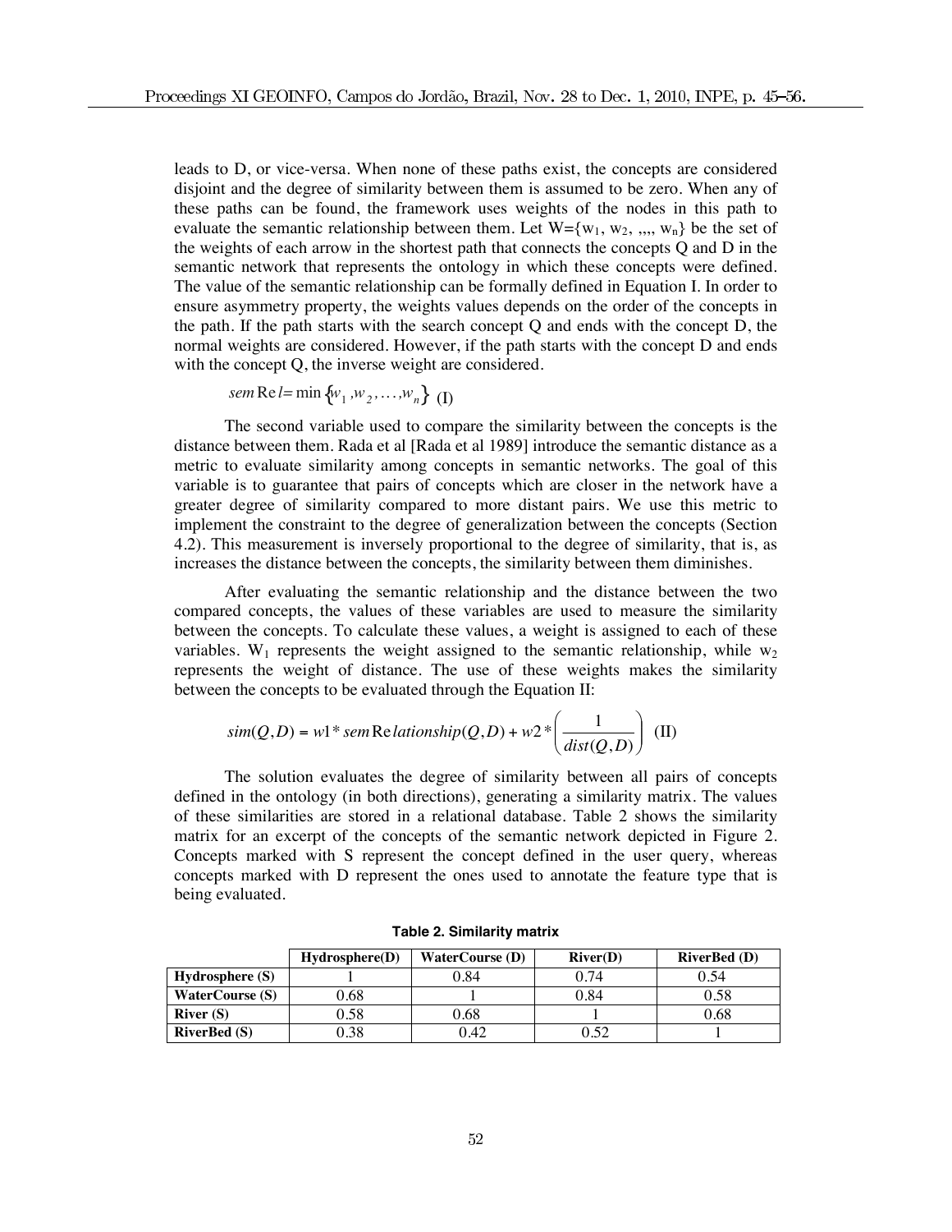leads to D, or vice-versa. When none of these paths exist, the concepts are considered disjoint and the degree of similarity between them is assumed to be zero. When any of these paths can be found, the framework uses weights of the nodes in this path to evaluate the semantic relationship between them. Let $W=\{w_1, w_2, ,,,, w_n\}$ be the set of the weights of each arrow in the shortest path that connects the concepts Q and D in the semantic network that represents the ontology in which these concepts were defined. The value of the semantic relationship can be formally defined in Equation I. In order to ensure asymmetry property, the weights values depends on the order of the concepts in the path. If the path starts with the search concept Q and ends with the concept D, the normal weights are considered. However, if the path starts with the concept D and ends with the concept Q, the inverse weight are considered.

$$semRel = \min\{w_1, w_2, \ldots, w_n\} \quad \text{(I)}$$

The second variable used to compare the similarity between the concepts is the distance between them. Rada et al [Rada et al 1989] introduce the semantic distance as a metric to evaluate similarity among concepts in semantic networks. The goal of this variable is to guarantee that pairs of concepts which are closer in the network have a greater degree of similarity compared to more distant pairs. We use this metric to implement the constraint to the degree of generalization between the concepts (Section 4.2). This measurement is inversely proportional to the degree of similarity, that is, as increases the distance between the concepts, the similarity between them diminishes.

After evaluating the semantic relationship and the distance between the two compared concepts, the values of these variables are used to measure the similarity between the concepts. To calculate these values, a weight is assigned to each of these variables. $W_1$ represents the weight assigned to the semantic relationship, while $w_2$ represents the weight of distance. The use of these weights makes the similarity between the concepts to be evaluated through the Equation II:

$$sim(Q,D) = w1 * semRelationship(Q,D) + w2 * \left(\frac{1}{dist(Q,D)}\right) \quad \text{(II)}$$

The solution evaluates the degree of similarity between all pairs of concepts defined in the ontology (in both directions), generating a similarity matrix. The values of these similarities are stored in a relational database. Table 2 shows the similarity matrix for an excerpt of the concepts of the semantic network depicted in Figure 2. Concepts marked with S represent the concept defined in the user query, whereas concepts marked with D represent the ones used to annotate the feature type that is being evaluated.

**Table 2. Similarity matrix**

| | Hydrosphere(D) | WaterCourse (D) | River(D) | RiverBed (D) |
|---|---|---|---|---|
| **Hydrosphere (S)** | 1 | 0.84 | 0.74 | 0.54 |
| **WaterCourse (S)** | 0.68 | 1 | 0.84 | 0.58 |
| **River (S)** | 0.58 | 0.68 | 1 | 0.68 |
| **RiverBed (S)** | 0.38 | 0.42 | 0.52 | 1 |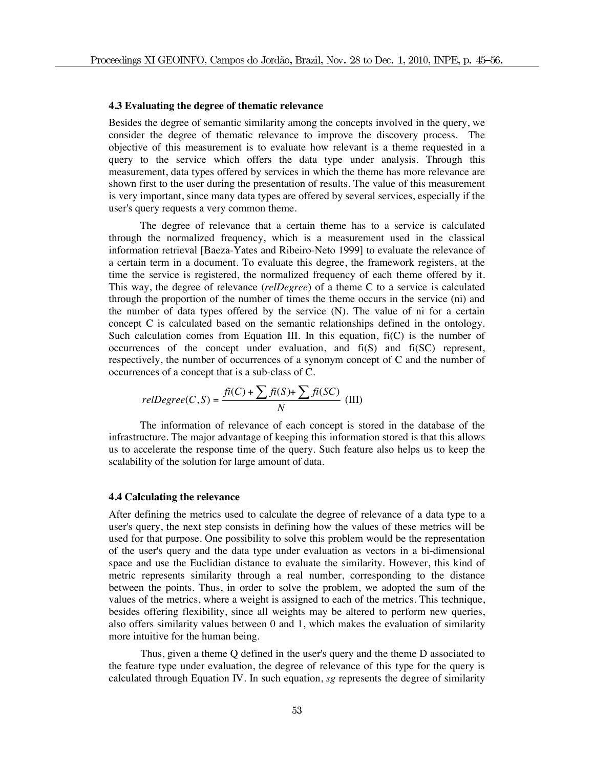### 4.3 Evaluating the degree of thematic relevance

Besides the degree of semantic similarity among the concepts involved in the query, we consider the degree of thematic relevance to improve the discovery process. The objective of this measurement is to evaluate how relevant is a theme requested in a query to the service which offers the data type under analysis. Through this measurement, data types offered by services in which the theme has more relevance are shown first to the user during the presentation of results. The value of this measurement is very important, since many data types are offered by several services, especially if the user's query requests a very common theme.

The degree of relevance that a certain theme has to a service is calculated through the normalized frequency, which is a measurement used in the classical information retrieval [Baeza-Yates and Ribeiro-Neto 1999] to evaluate the relevance of a certain term in a document. To evaluate this degree, the framework registers, at the time the service is registered, the normalized frequency of each theme offered by it. This way, the degree of relevance (*relDegree*) of a theme C to a service is calculated through the proportion of the number of times the theme occurs in the service (ni) and the number of data types offered by the service (N). The value of ni for a certain concept C is calculated based on the semantic relationships defined in the ontology. Such calculation comes from Equation III. In this equation, fi(C) is the number of occurrences of the concept under evaluation, and fi(S) and fi(SC) represent, respectively, the number of occurrences of a synonym concept of C and the number of occurrences of a concept that is a sub-class of C.

$$relDegree(C,S) = \frac{fi(C) + \sum fi(S) + \sum fi(SC)}{N} \quad \text{(III)}$$

The information of relevance of each concept is stored in the database of the infrastructure. The major advantage of keeping this information stored is that this allows us to accelerate the response time of the query. Such feature also helps us to keep the scalability of the solution for large amount of data.

### 4.4 Calculating the relevance

After defining the metrics used to calculate the degree of relevance of a data type to a user's query, the next step consists in defining how the values of these metrics will be used for that purpose. One possibility to solve this problem would be the representation of the user's query and the data type under evaluation as vectors in a bi-dimensional space and use the Euclidian distance to evaluate the similarity. However, this kind of metric represents similarity through a real number, corresponding to the distance between the points. Thus, in order to solve the problem, we adopted the sum of the values of the metrics, where a weight is assigned to each of the metrics. This technique, besides offering flexibility, since all weights may be altered to perform new queries, also offers similarity values between 0 and 1, which makes the evaluation of similarity more intuitive for the human being.

Thus, given a theme Q defined in the user's query and the theme D associated to the feature type under evaluation, the degree of relevance of this type for the query is calculated through Equation IV. In such equation, *sg* represents the degree of similarity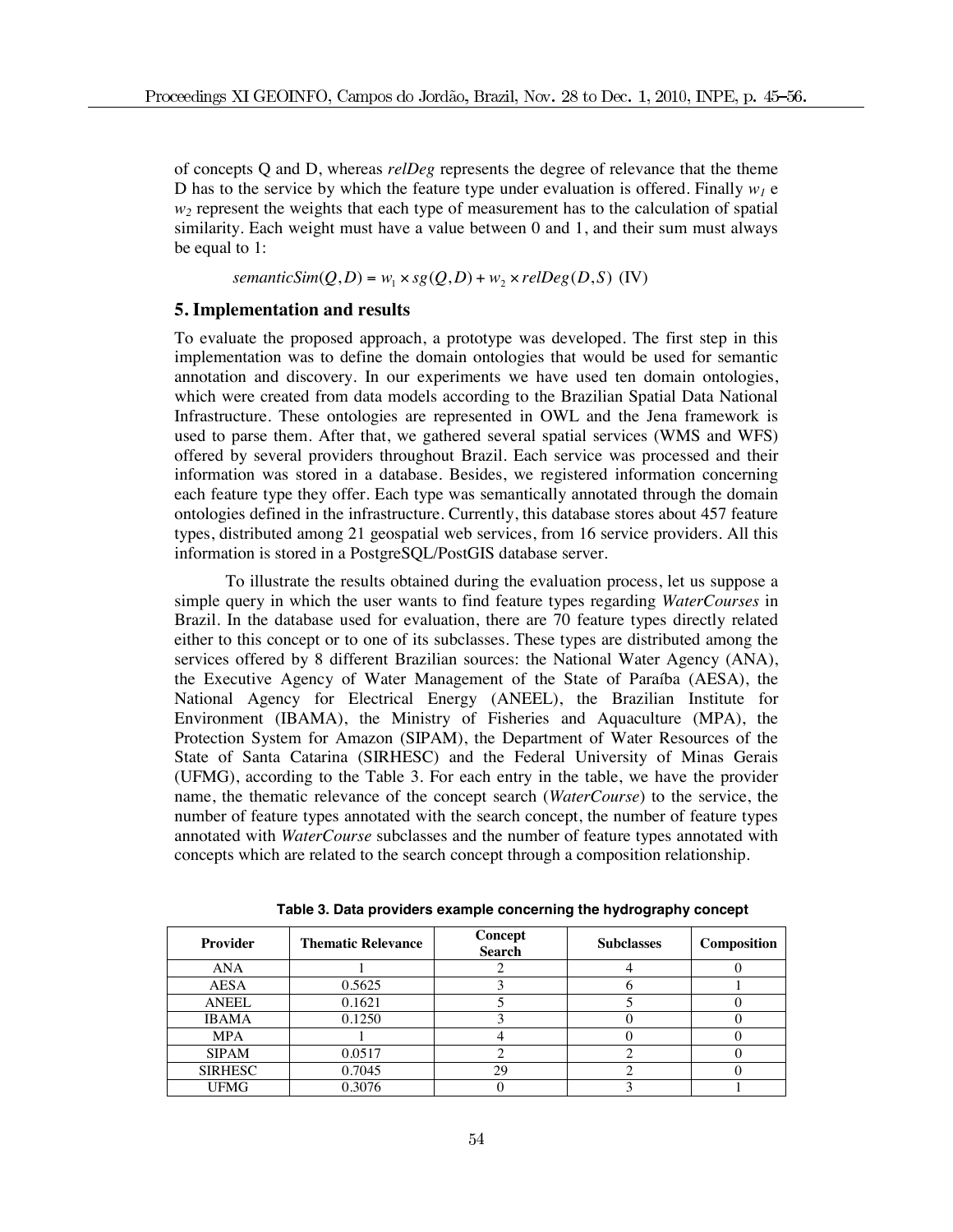of concepts Q and D, whereas *relDeg* represents the degree of relevance that the theme D has to the service by which the feature type under evaluation is offered. Finally $w_1$ e $w_2$ represent the weights that each type of measurement has to the calculation of spatial similarity. Each weight must have a value between 0 and 1, and their sum must always be equal to 1:

$$semanticSim(Q,D) = w_1 \times sg(Q,D) + w_2 \times relDeg(D,S) \text{ (IV)}$$

## 5. Implementation and results

To evaluate the proposed approach, a prototype was developed. The first step in this implementation was to define the domain ontologies that would be used for semantic annotation and discovery. In our experiments we have used ten domain ontologies, which were created from data models according to the Brazilian Spatial Data National Infrastructure. These ontologies are represented in OWL and the Jena framework is used to parse them. After that, we gathered several spatial services (WMS and WFS) offered by several providers throughout Brazil. Each service was processed and their information was stored in a database. Besides, we registered information concerning each feature type they offer. Each type was semantically annotated through the domain ontologies defined in the infrastructure. Currently, this database stores about 457 feature types, distributed among 21 geospatial web services, from 16 service providers. All this information is stored in a PostgreSQL/PostGIS database server.

To illustrate the results obtained during the evaluation process, let us suppose a simple query in which the user wants to find feature types regarding *WaterCourses* in Brazil. In the database used for evaluation, there are 70 feature types directly related either to this concept or to one of its subclasses. These types are distributed among the services offered by 8 different Brazilian sources: the National Water Agency (ANA), the Executive Agency of Water Management of the State of Paraíba (AESA), the National Agency for Electrical Energy (ANEEL), the Brazilian Institute for Environment (IBAMA), the Ministry of Fisheries and Aquaculture (MPA), the Protection System for Amazon (SIPAM), the Department of Water Resources of the State of Santa Catarina (SIRHESC) and the Federal University of Minas Gerais (UFMG), according to the Table 3. For each entry in the table, we have the provider name, the thematic relevance of the concept search (*WaterCourse*) to the service, the number of feature types annotated with the search concept, the number of feature types annotated with *WaterCourse* subclasses and the number of feature types annotated with concepts which are related to the search concept through a composition relationship.

**Table 3. Data providers example concerning the hydrography concept**

| Provider | Thematic Relevance | Concept Search | Subclasses | Composition |
|---|---|---|---|---|
| ANA | 1 | 2 | 4 | 0 |
| AESA | 0.5625 | 3 | 6 | 1 |
| ANEEL | 0.1621 | 5 | 5 | 0 |
| IBAMA | 0.1250 | 3 | 0 | 0 |
| MPA | 1 | 4 | 0 | 0 |
| SIPAM | 0.0517 | 2 | 2 | 0 |
| SIRHESC | 0.7045 | 29 | 2 | 0 |
| UFMG | 0.3076 | 0 | 3 | 1 |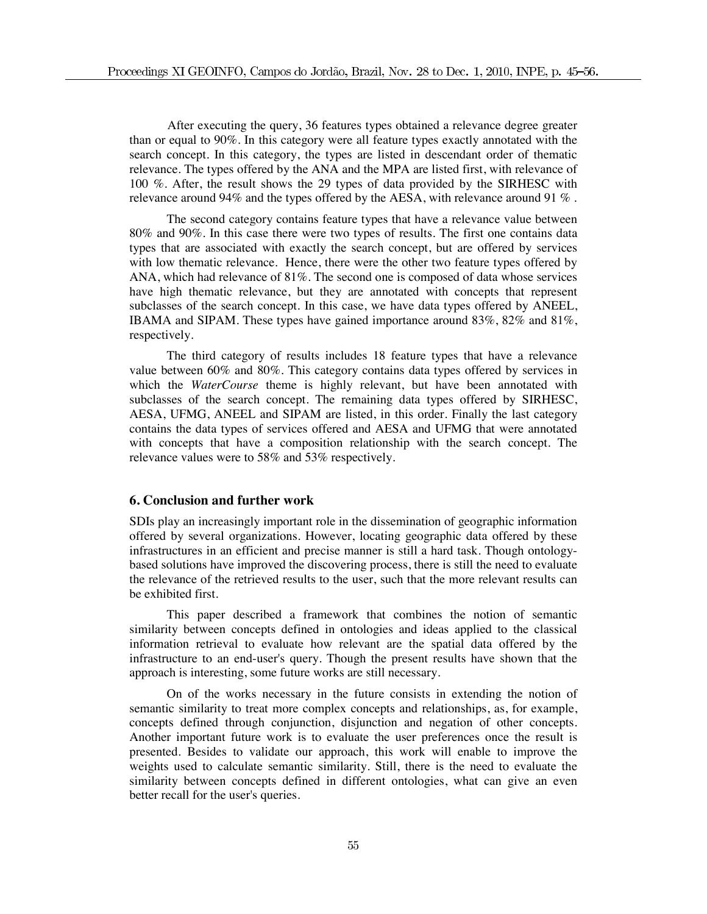After executing the query, 36 features types obtained a relevance degree greater than or equal to 90%. In this category were all feature types exactly annotated with the search concept. In this category, the types are listed in descendant order of thematic relevance. The types offered by the ANA and the MPA are listed first, with relevance of 100 %. After, the result shows the 29 types of data provided by the SIRHESC with relevance around 94% and the types offered by the AESA, with relevance around 91 % .

The second category contains feature types that have a relevance value between 80% and 90%. In this case there were two types of results. The first one contains data types that are associated with exactly the search concept, but are offered by services with low thematic relevance. Hence, there were the other two feature types offered by ANA, which had relevance of 81%. The second one is composed of data whose services have high thematic relevance, but they are annotated with concepts that represent subclasses of the search concept. In this case, we have data types offered by ANEEL, IBAMA and SIPAM. These types have gained importance around 83%, 82% and 81%, respectively.

The third category of results includes 18 feature types that have a relevance value between 60% and 80%. This category contains data types offered by services in which the *WaterCourse* theme is highly relevant, but have been annotated with subclasses of the search concept. The remaining data types offered by SIRHESC, AESA, UFMG, ANEEL and SIPAM are listed, in this order. Finally the last category contains the data types of services offered and AESA and UFMG that were annotated with concepts that have a composition relationship with the search concept. The relevance values were to 58% and 53% respectively.

## 6. Conclusion and further work

SDIs play an increasingly important role in the dissemination of geographic information offered by several organizations. However, locating geographic data offered by these infrastructures in an efficient and precise manner is still a hard task. Though ontology-based solutions have improved the discovering process, there is still the need to evaluate the relevance of the retrieved results to the user, such that the more relevant results can be exhibited first.

This paper described a framework that combines the notion of semantic similarity between concepts defined in ontologies and ideas applied to the classical information retrieval to evaluate how relevant are the spatial data offered by the infrastructure to an end-user's query. Though the present results have shown that the approach is interesting, some future works are still necessary.

On of the works necessary in the future consists in extending the notion of semantic similarity to treat more complex concepts and relationships, as, for example, concepts defined through conjunction, disjunction and negation of other concepts. Another important future work is to evaluate the user preferences once the result is presented. Besides to validate our approach, this work will enable to improve the weights used to calculate semantic similarity. Still, there is the need to evaluate the similarity between concepts defined in different ontologies, what can give an even better recall for the user's queries.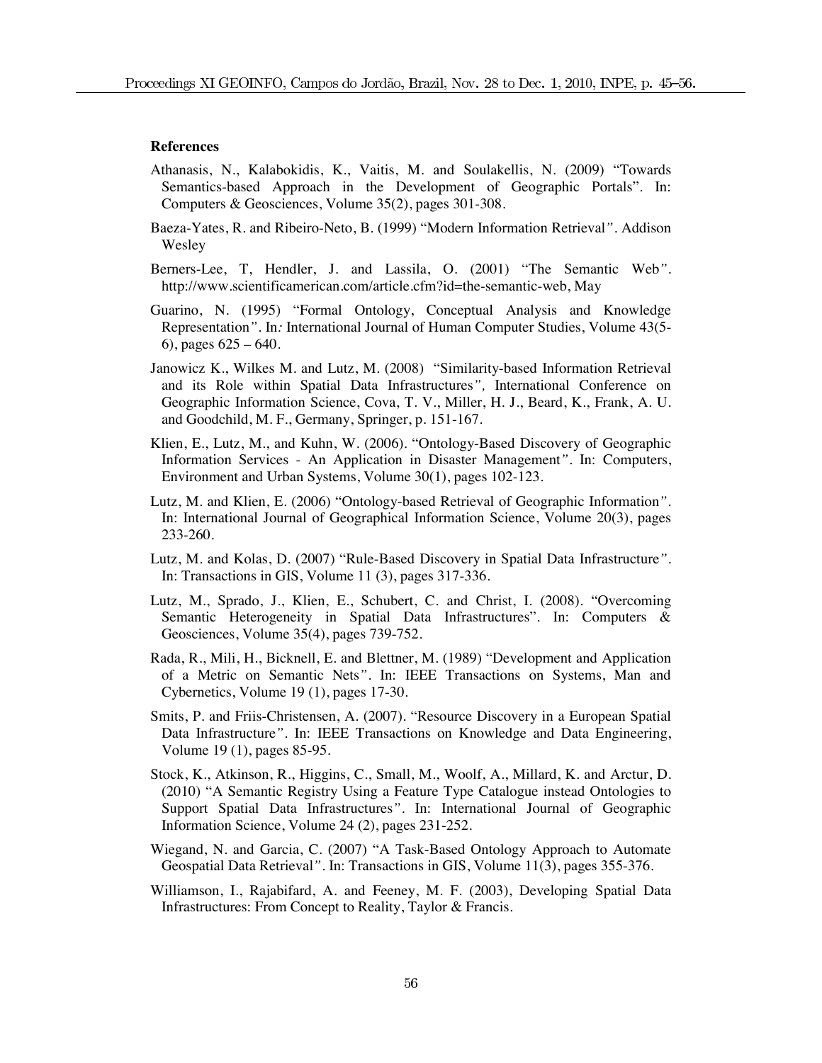**References**

Athanasis, N., Kalabokidis, K., Vaitis, M. and Soulakellis, N. (2009) "Towards Semantics-based Approach in the Development of Geographic Portals". In: Computers & Geosciences, Volume 35(2), pages 301-308.

Baeza-Yates, R. and Ribeiro-Neto, B. (1999) "Modern Information Retrieval". Addison Wesley

Berners-Lee, T, Hendler, J. and Lassila, O. (2001) "The Semantic Web". http://www.scientificamerican.com/article.cfm?id=the-semantic-web, May

Guarino, N. (1995) "Formal Ontology, Conceptual Analysis and Knowledge Representation". In*:* International Journal of Human Computer Studies, Volume 43(5-6), pages 625 – 640.

Janowicz K., Wilkes M. and Lutz, M. (2008) "Similarity-based Information Retrieval and its Role within Spatial Data Infrastructures", International Conference on Geographic Information Science, Cova, T. V., Miller, H. J., Beard, K., Frank, A. U. and Goodchild, M. F., Germany, Springer, p. 151-167.

Klien, E., Lutz, M., and Kuhn, W. (2006). "Ontology-Based Discovery of Geographic Information Services - An Application in Disaster Management". In: Computers, Environment and Urban Systems, Volume 30(1), pages 102-123.

Lutz, M. and Klien, E. (2006) "Ontology-based Retrieval of Geographic Information". In: International Journal of Geographical Information Science, Volume 20(3), pages 233-260.

Lutz, M. and Kolas, D. (2007) "Rule-Based Discovery in Spatial Data Infrastructure". In: Transactions in GIS, Volume 11 (3), pages 317-336.

Lutz, M., Sprado, J., Klien, E., Schubert, C. and Christ, I. (2008). "Overcoming Semantic Heterogeneity in Spatial Data Infrastructures". In: Computers & Geosciences, Volume 35(4), pages 739-752.

Rada, R., Mili, H., Bicknell, E. and Blettner, M. (1989) "Development and Application of a Metric on Semantic Nets". In: IEEE Transactions on Systems, Man and Cybernetics, Volume 19 (1), pages 17-30.

Smits, P. and Friis-Christensen, A. (2007). "Resource Discovery in a European Spatial Data Infrastructure". In: IEEE Transactions on Knowledge and Data Engineering, Volume 19 (1), pages 85-95.

Stock, K., Atkinson, R., Higgins, C., Small, M., Woolf, A., Millard, K. and Arctur, D. (2010) "A Semantic Registry Using a Feature Type Catalogue instead Ontologies to Support Spatial Data Infrastructures". In: International Journal of Geographic Information Science, Volume 24 (2), pages 231-252.

Wiegand, N. and Garcia, C. (2007) "A Task-Based Ontology Approach to Automate Geospatial Data Retrieval". In: Transactions in GIS, Volume 11(3), pages 355-376.

Williamson, I., Rajabifard, A. and Feeney, M. F. (2003), Developing Spatial Data Infrastructures: From Concept to Reality, Taylor & Francis.